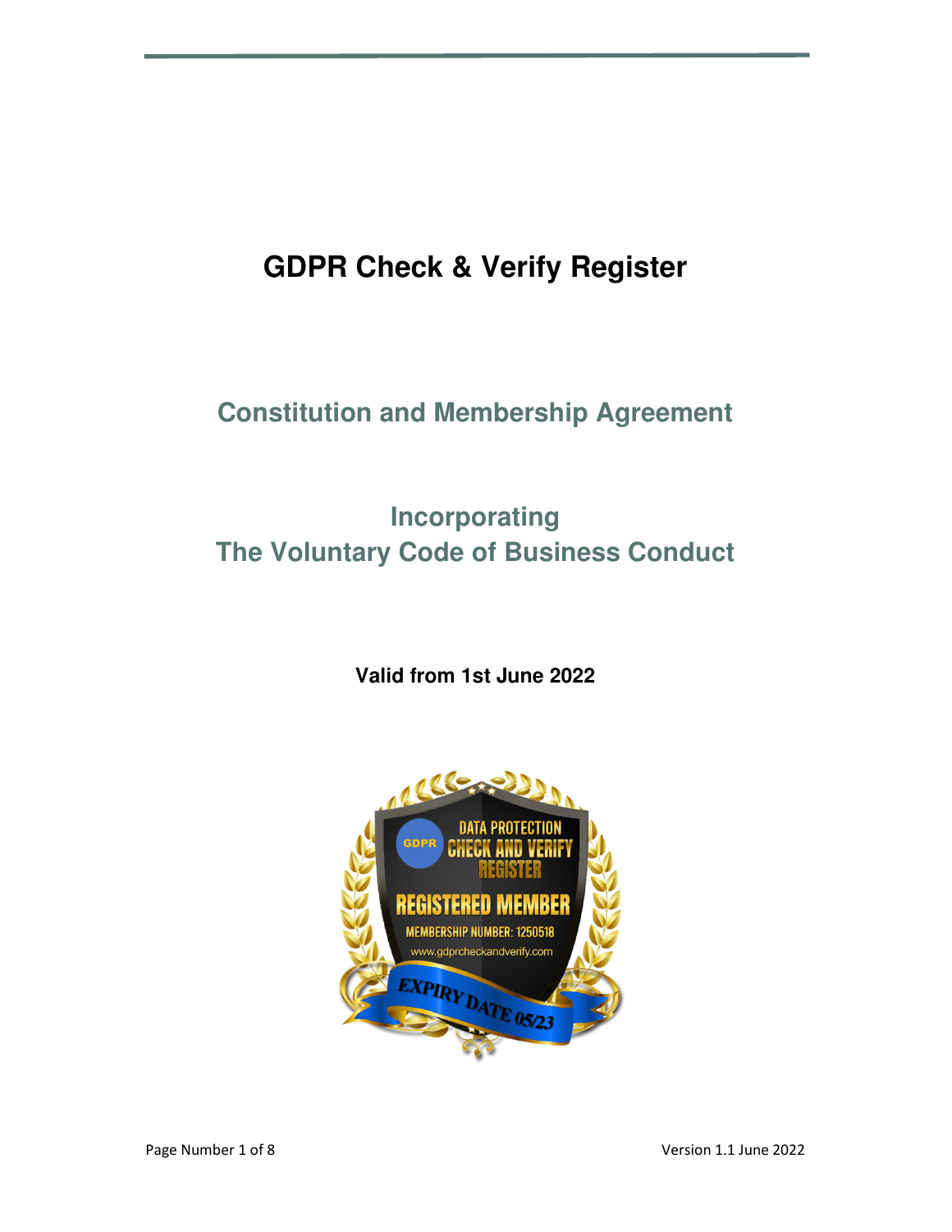# GDPR Check & Verify Register

## Constitution and Membership Agreement

## Incorporating
## The Voluntary Code of Business Conduct

**Valid from 1st June 2022**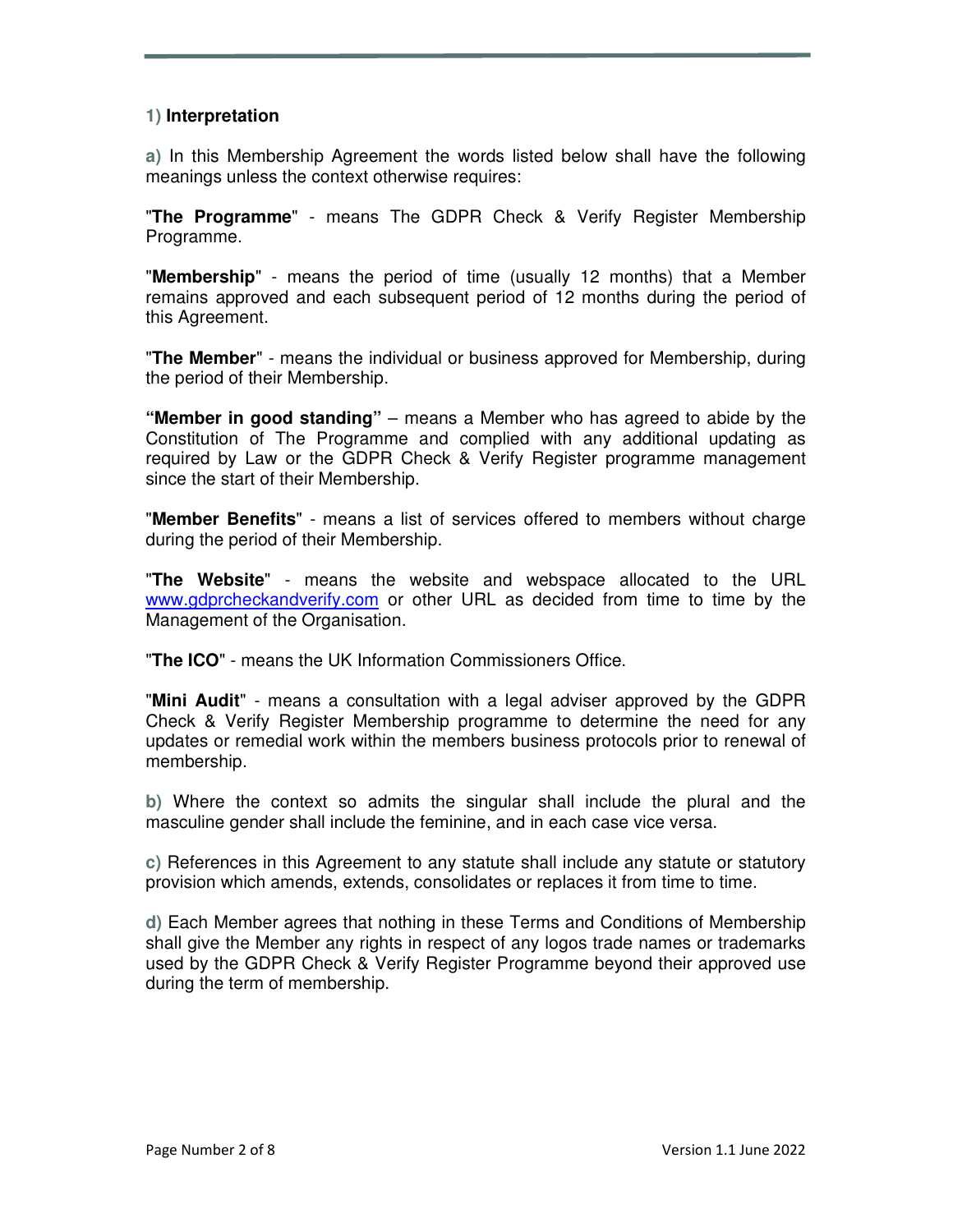## 1) Interpretation

**a)** In this Membership Agreement the words listed below shall have the following meanings unless the context otherwise requires:

"**The Programme**" - means The GDPR Check & Verify Register Membership Programme.

"**Membership**" - means the period of time (usually 12 months) that a Member remains approved and each subsequent period of 12 months during the period of this Agreement.

"**The Member**" - means the individual or business approved for Membership, during the period of their Membership.

**"Member in good standing"** – means a Member who has agreed to abide by the Constitution of The Programme and complied with any additional updating as required by Law or the GDPR Check & Verify Register programme management since the start of their Membership.

"**Member Benefits**" - means a list of services offered to members without charge during the period of their Membership.

"**The Website**" - means the website and webspace allocated to the URL www.gdprcheckandverify.com or other URL as decided from time to time by the Management of the Organisation.

"**The ICO**" - means the UK Information Commissioners Office.

"**Mini Audit**" - means a consultation with a legal adviser approved by the GDPR Check & Verify Register Membership programme to determine the need for any updates or remedial work within the members business protocols prior to renewal of membership.

**b)** Where the context so admits the singular shall include the plural and the masculine gender shall include the feminine, and in each case vice versa.

**c)** References in this Agreement to any statute shall include any statute or statutory provision which amends, extends, consolidates or replaces it from time to time.

**d)** Each Member agrees that nothing in these Terms and Conditions of Membership shall give the Member any rights in respect of any logos trade names or trademarks used by the GDPR Check & Verify Register Programme beyond their approved use during the term of membership.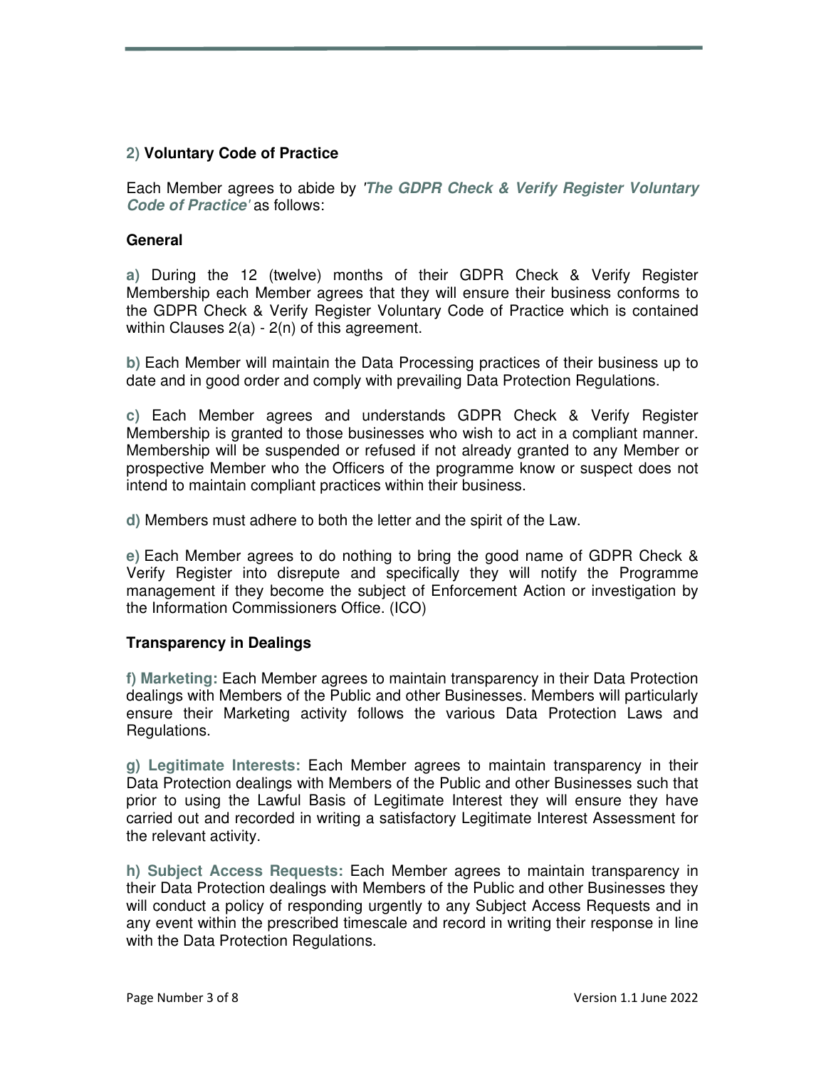## 2) Voluntary Code of Practice

Each Member agrees to abide by ***'The GDPR Check & Verify Register Voluntary Code of Practice'*** as follows:

### General

**a)** During the 12 (twelve) months of their GDPR Check & Verify Register Membership each Member agrees that they will ensure their business conforms to the GDPR Check & Verify Register Voluntary Code of Practice which is contained within Clauses 2(a) - 2(n) of this agreement.

**b)** Each Member will maintain the Data Processing practices of their business up to date and in good order and comply with prevailing Data Protection Regulations.

**c)** Each Member agrees and understands GDPR Check & Verify Register Membership is granted to those businesses who wish to act in a compliant manner. Membership will be suspended or refused if not already granted to any Member or prospective Member who the Officers of the programme know or suspect does not intend to maintain compliant practices within their business.

**d)** Members must adhere to both the letter and the spirit of the Law.

**e)** Each Member agrees to do nothing to bring the good name of GDPR Check & Verify Register into disrepute and specifically they will notify the Programme management if they become the subject of Enforcement Action or investigation by the Information Commissioners Office. (ICO)

### Transparency in Dealings

**f) Marketing:** Each Member agrees to maintain transparency in their Data Protection dealings with Members of the Public and other Businesses. Members will particularly ensure their Marketing activity follows the various Data Protection Laws and Regulations.

**g) Legitimate Interests:** Each Member agrees to maintain transparency in their Data Protection dealings with Members of the Public and other Businesses such that prior to using the Lawful Basis of Legitimate Interest they will ensure they have carried out and recorded in writing a satisfactory Legitimate Interest Assessment for the relevant activity.

**h) Subject Access Requests:** Each Member agrees to maintain transparency in their Data Protection dealings with Members of the Public and other Businesses they will conduct a policy of responding urgently to any Subject Access Requests and in any event within the prescribed timescale and record in writing their response in line with the Data Protection Regulations.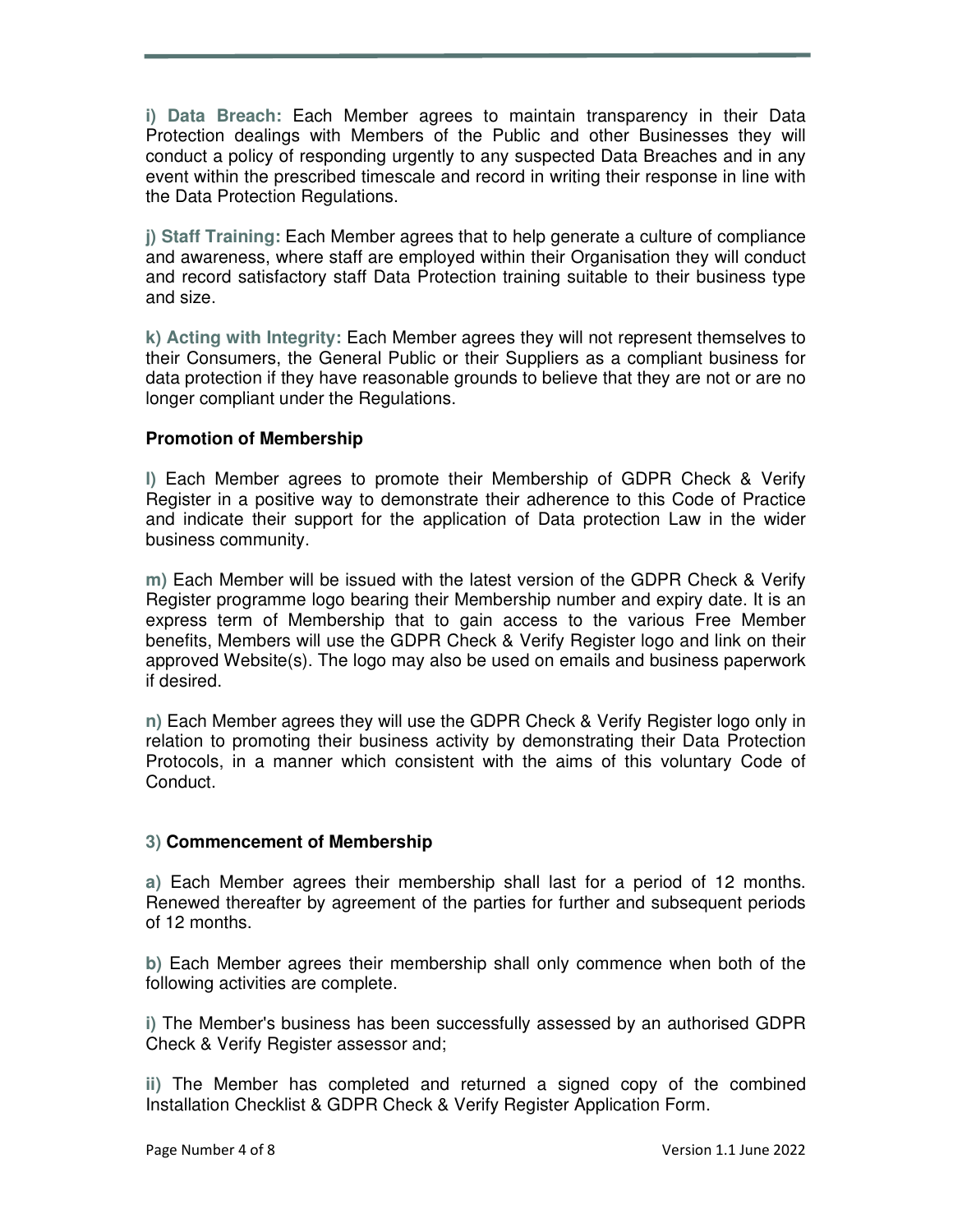**i) Data Breach:** Each Member agrees to maintain transparency in their Data Protection dealings with Members of the Public and other Businesses they will conduct a policy of responding urgently to any suspected Data Breaches and in any event within the prescribed timescale and record in writing their response in line with the Data Protection Regulations.

**j) Staff Training:** Each Member agrees that to help generate a culture of compliance and awareness, where staff are employed within their Organisation they will conduct and record satisfactory staff Data Protection training suitable to their business type and size.

**k) Acting with Integrity:** Each Member agrees they will not represent themselves to their Consumers, the General Public or their Suppliers as a compliant business for data protection if they have reasonable grounds to believe that they are not or are no longer compliant under the Regulations.

**Promotion of Membership**

l) Each Member agrees to promote their Membership of GDPR Check & Verify Register in a positive way to demonstrate their adherence to this Code of Practice and indicate their support for the application of Data protection Law in the wider business community.

m) Each Member will be issued with the latest version of the GDPR Check & Verify Register programme logo bearing their Membership number and expiry date. It is an express term of Membership that to gain access to the various Free Member benefits, Members will use the GDPR Check & Verify Register logo and link on their approved Website(s). The logo may also be used on emails and business paperwork if desired.

n) Each Member agrees they will use the GDPR Check & Verify Register logo only in relation to promoting their business activity by demonstrating their Data Protection Protocols, in a manner which consistent with the aims of this voluntary Code of Conduct.

### 3) Commencement of Membership

a) Each Member agrees their membership shall last for a period of 12 months. Renewed thereafter by agreement of the parties for further and subsequent periods of 12 months.

b) Each Member agrees their membership shall only commence when both of the following activities are complete.

i) The Member's business has been successfully assessed by an authorised GDPR Check & Verify Register assessor and;

ii) The Member has completed and returned a signed copy of the combined Installation Checklist & GDPR Check & Verify Register Application Form.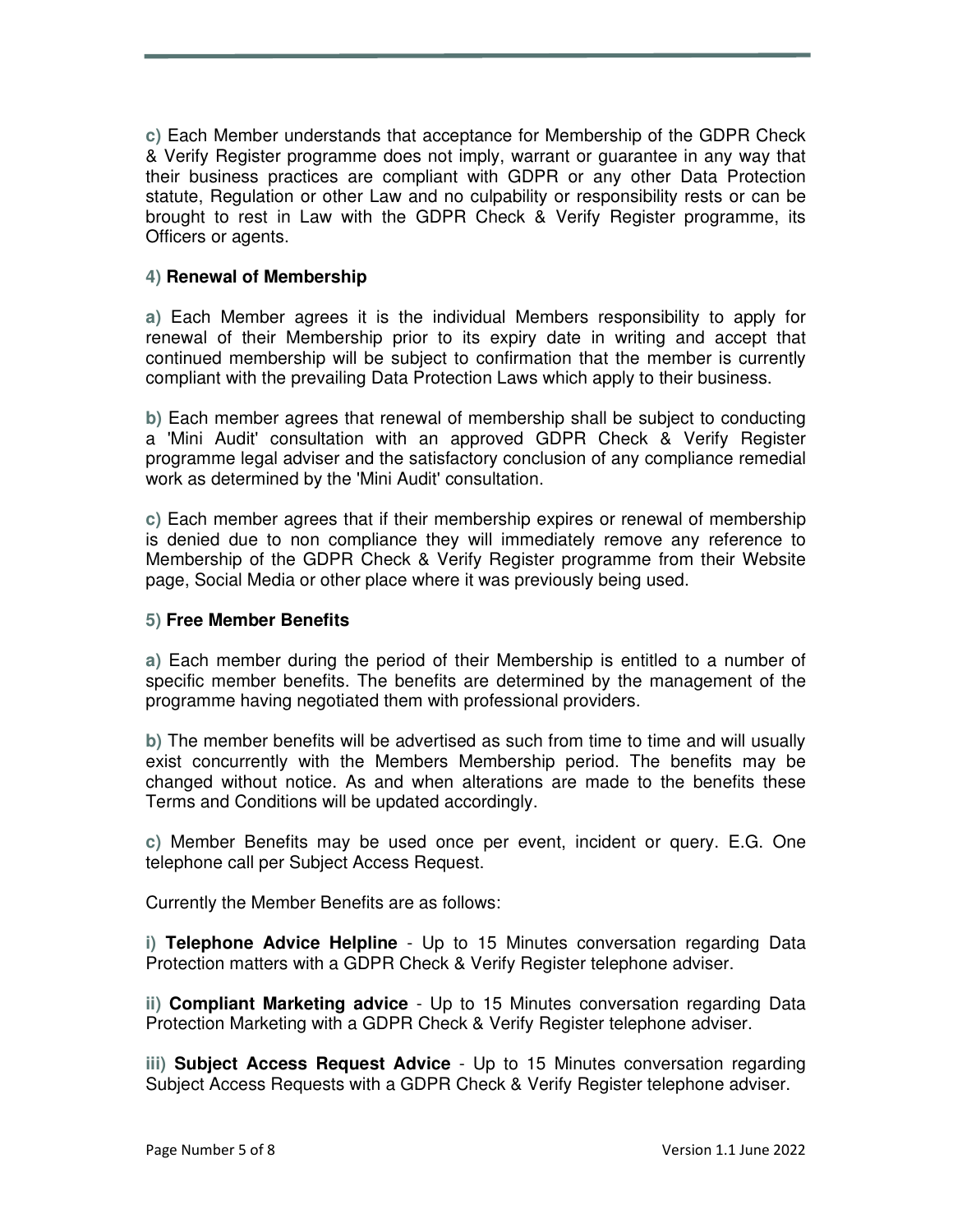**c)** Each Member understands that acceptance for Membership of the GDPR Check & Verify Register programme does not imply, warrant or guarantee in any way that their business practices are compliant with GDPR or any other Data Protection statute, Regulation or other Law and no culpability or responsibility rests or can be brought to rest in Law with the GDPR Check & Verify Register programme, its Officers or agents.

**4) Renewal of Membership**

**a)** Each Member agrees it is the individual Members responsibility to apply for renewal of their Membership prior to its expiry date in writing and accept that continued membership will be subject to confirmation that the member is currently compliant with the prevailing Data Protection Laws which apply to their business.

**b)** Each member agrees that renewal of membership shall be subject to conducting a 'Mini Audit' consultation with an approved GDPR Check & Verify Register programme legal adviser and the satisfactory conclusion of any compliance remedial work as determined by the 'Mini Audit' consultation.

**c)** Each member agrees that if their membership expires or renewal of membership is denied due to non compliance they will immediately remove any reference to Membership of the GDPR Check & Verify Register programme from their Website page, Social Media or other place where it was previously being used.

**5) Free Member Benefits**

**a)** Each member during the period of their Membership is entitled to a number of specific member benefits. The benefits are determined by the management of the programme having negotiated them with professional providers.

**b)** The member benefits will be advertised as such from time to time and will usually exist concurrently with the Members Membership period. The benefits may be changed without notice. As and when alterations are made to the benefits these Terms and Conditions will be updated accordingly.

**c)** Member Benefits may be used once per event, incident or query. E.G. One telephone call per Subject Access Request.

Currently the Member Benefits are as follows:

**i) Telephone Advice Helpline** - Up to 15 Minutes conversation regarding Data Protection matters with a GDPR Check & Verify Register telephone adviser.

**ii) Compliant Marketing advice** - Up to 15 Minutes conversation regarding Data Protection Marketing with a GDPR Check & Verify Register telephone adviser.

**iii) Subject Access Request Advice** - Up to 15 Minutes conversation regarding Subject Access Requests with a GDPR Check & Verify Register telephone adviser.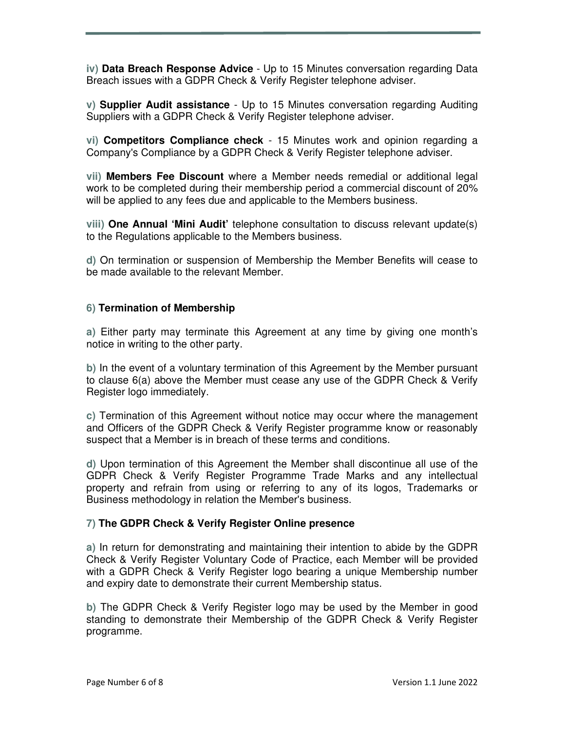**iv) Data Breach Response Advice** - Up to 15 Minutes conversation regarding Data Breach issues with a GDPR Check & Verify Register telephone adviser.

**v) Supplier Audit assistance** - Up to 15 Minutes conversation regarding Auditing Suppliers with a GDPR Check & Verify Register telephone adviser.

**vi) Competitors Compliance check** - 15 Minutes work and opinion regarding a Company's Compliance by a GDPR Check & Verify Register telephone adviser.

**vii) Members Fee Discount** where a Member needs remedial or additional legal work to be completed during their membership period a commercial discount of 20% will be applied to any fees due and applicable to the Members business.

**viii) One Annual 'Mini Audit'** telephone consultation to discuss relevant update(s) to the Regulations applicable to the Members business.

**d)** On termination or suspension of Membership the Member Benefits will cease to be made available to the relevant Member.

### 6) Termination of Membership

**a)** Either party may terminate this Agreement at any time by giving one month's notice in writing to the other party.

**b)** In the event of a voluntary termination of this Agreement by the Member pursuant to clause 6(a) above the Member must cease any use of the GDPR Check & Verify Register logo immediately.

**c)** Termination of this Agreement without notice may occur where the management and Officers of the GDPR Check & Verify Register programme know or reasonably suspect that a Member is in breach of these terms and conditions.

**d)** Upon termination of this Agreement the Member shall discontinue all use of the GDPR Check & Verify Register Programme Trade Marks and any intellectual property and refrain from using or referring to any of its logos, Trademarks or Business methodology in relation the Member's business.

### 7) The GDPR Check & Verify Register Online presence

**a)** In return for demonstrating and maintaining their intention to abide by the GDPR Check & Verify Register Voluntary Code of Practice, each Member will be provided with a GDPR Check & Verify Register logo bearing a unique Membership number and expiry date to demonstrate their current Membership status.

**b)** The GDPR Check & Verify Register logo may be used by the Member in good standing to demonstrate their Membership of the GDPR Check & Verify Register programme.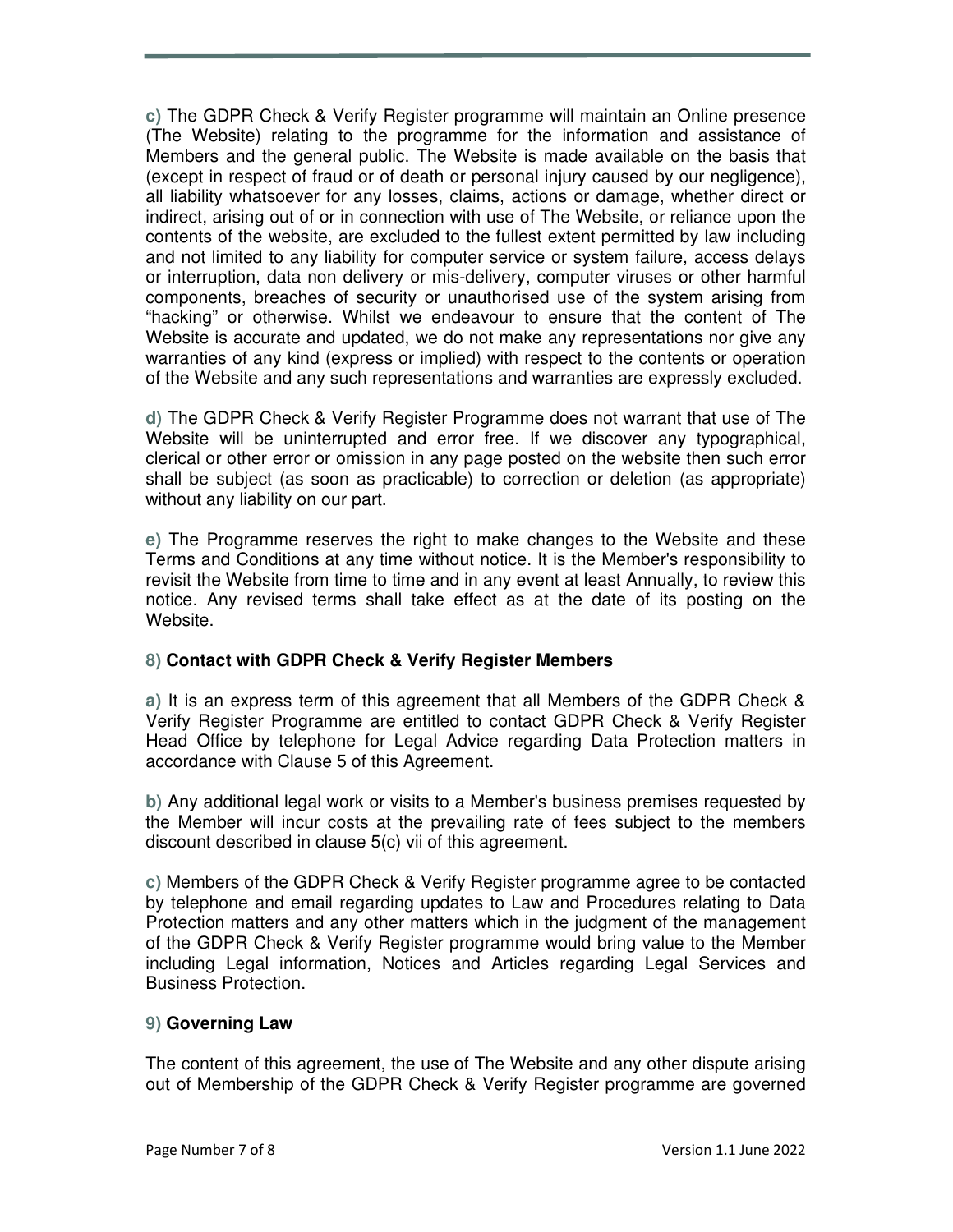**c)** The GDPR Check & Verify Register programme will maintain an Online presence (The Website) relating to the programme for the information and assistance of Members and the general public. The Website is made available on the basis that (except in respect of fraud or of death or personal injury caused by our negligence), all liability whatsoever for any losses, claims, actions or damage, whether direct or indirect, arising out of or in connection with use of The Website, or reliance upon the contents of the website, are excluded to the fullest extent permitted by law including and not limited to any liability for computer service or system failure, access delays or interruption, data non delivery or mis-delivery, computer viruses or other harmful components, breaches of security or unauthorised use of the system arising from "hacking" or otherwise. Whilst we endeavour to ensure that the content of The Website is accurate and updated, we do not make any representations nor give any warranties of any kind (express or implied) with respect to the contents or operation of the Website and any such representations and warranties are expressly excluded.

**d)** The GDPR Check & Verify Register Programme does not warrant that use of The Website will be uninterrupted and error free. If we discover any typographical, clerical or other error or omission in any page posted on the website then such error shall be subject (as soon as practicable) to correction or deletion (as appropriate) without any liability on our part.

**e)** The Programme reserves the right to make changes to the Website and these Terms and Conditions at any time without notice. It is the Member's responsibility to revisit the Website from time to time and in any event at least Annually, to review this notice. Any revised terms shall take effect as at the date of its posting on the Website.

### 8) Contact with GDPR Check & Verify Register Members

**a)** It is an express term of this agreement that all Members of the GDPR Check & Verify Register Programme are entitled to contact GDPR Check & Verify Register Head Office by telephone for Legal Advice regarding Data Protection matters in accordance with Clause 5 of this Agreement.

**b)** Any additional legal work or visits to a Member's business premises requested by the Member will incur costs at the prevailing rate of fees subject to the members discount described in clause 5(c) vii of this agreement.

**c)** Members of the GDPR Check & Verify Register programme agree to be contacted by telephone and email regarding updates to Law and Procedures relating to Data Protection matters and any other matters which in the judgment of the management of the GDPR Check & Verify Register programme would bring value to the Member including Legal information, Notices and Articles regarding Legal Services and Business Protection.

### 9) Governing Law

The content of this agreement, the use of The Website and any other dispute arising out of Membership of the GDPR Check & Verify Register programme are governed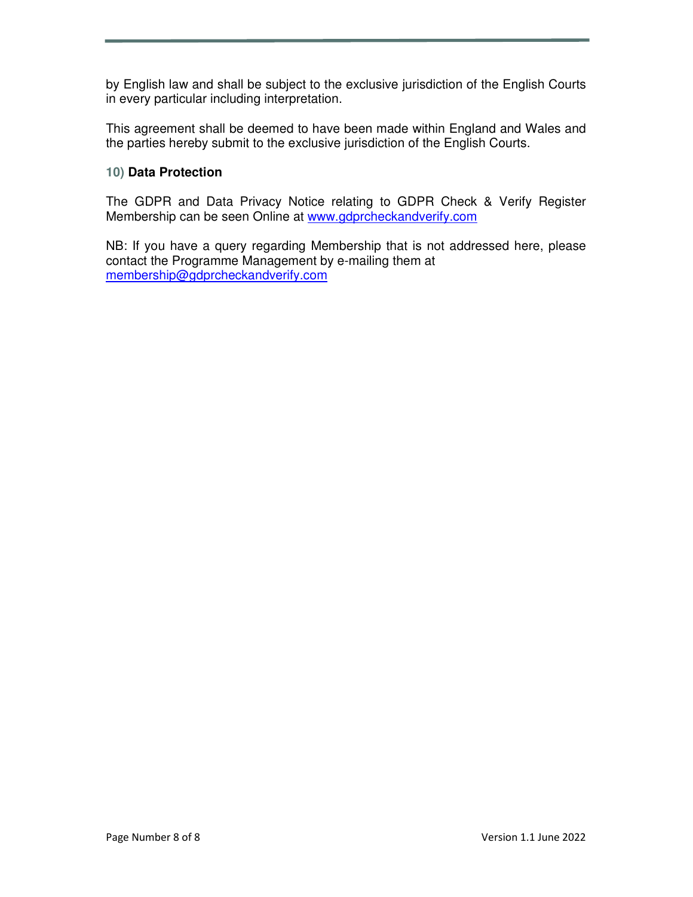by English law and shall be subject to the exclusive jurisdiction of the English Courts in every particular including interpretation.

This agreement shall be deemed to have been made within England and Wales and the parties hereby submit to the exclusive jurisdiction of the English Courts.

### 10) Data Protection

The GDPR and Data Privacy Notice relating to GDPR Check & Verify Register Membership can be seen Online at [www.gdprcheckandverify.com](www.gdprcheckandverify.com)

NB: If you have a query regarding Membership that is not addressed here, please contact the Programme Management by e-mailing them at [membership@gdprcheckandverify.com](mailto:membership@gdprcheckandverify.com)